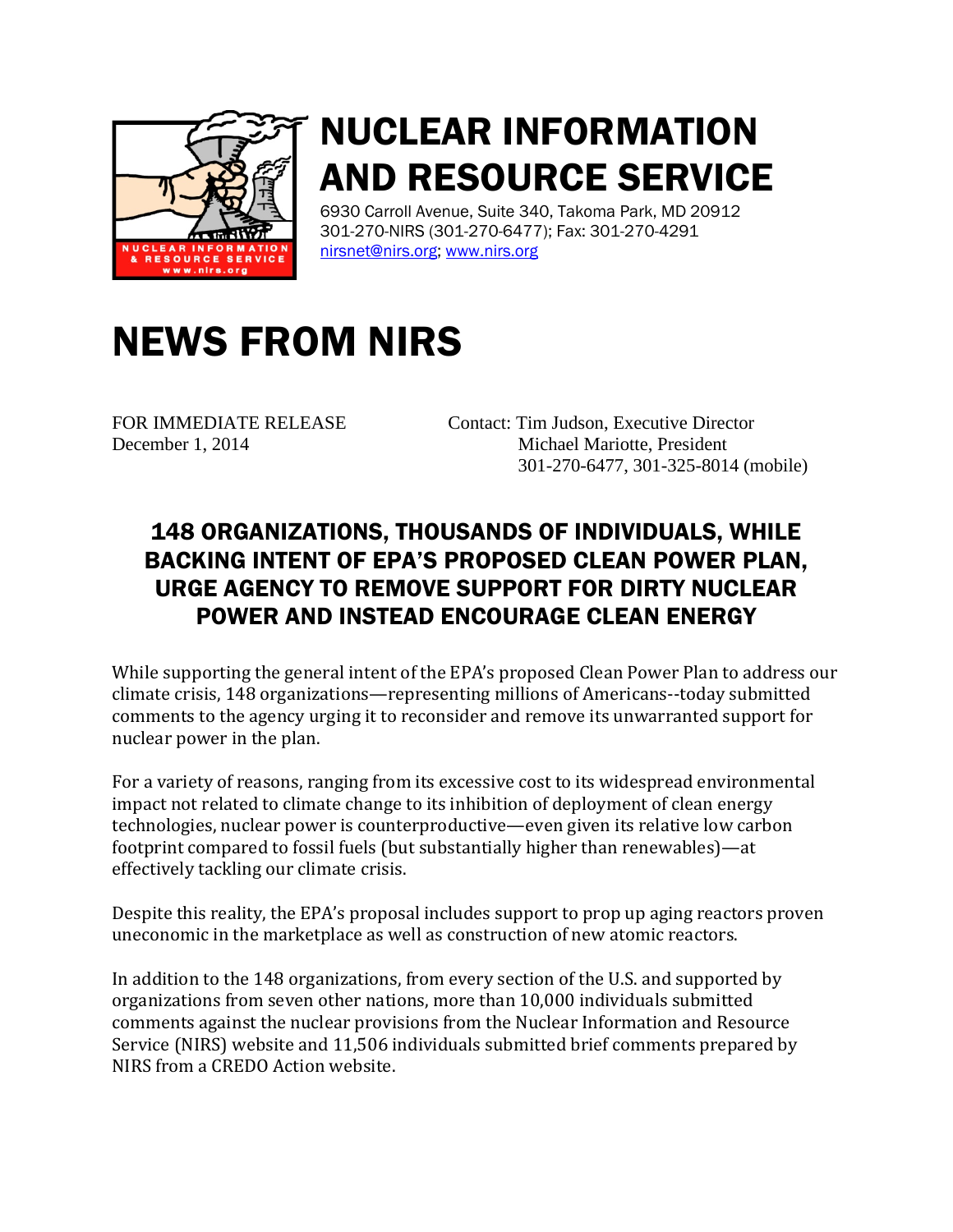# NUCLEAR INFORMATION AND RESOURCE SERVICE

6930 Carroll Avenue, Suite 340, Takoma Park, MD 20912
301-270-NIRS (301-270-6477); Fax: 301-270-4291
nirsnet@nirs.org; www.nirs.org

# NEWS FROM NIRS

FOR IMMEDIATE RELEASE
December 1, 2014

Contact: Tim Judson, Executive Director
Michael Mariotte, President
301-270-6477, 301-325-8014 (mobile)

## 148 ORGANIZATIONS, THOUSANDS OF INDIVIDUALS, WHILE BACKING INTENT OF EPA'S PROPOSED CLEAN POWER PLAN, URGE AGENCY TO REMOVE SUPPORT FOR DIRTY NUCLEAR POWER AND INSTEAD ENCOURAGE CLEAN ENERGY

While supporting the general intent of the EPA's proposed Clean Power Plan to address our climate crisis, 148 organizations—representing millions of Americans--today submitted comments to the agency urging it to reconsider and remove its unwarranted support for nuclear power in the plan.

For a variety of reasons, ranging from its excessive cost to its widespread environmental impact not related to climate change to its inhibition of deployment of clean energy technologies, nuclear power is counterproductive—even given its relative low carbon footprint compared to fossil fuels (but substantially higher than renewables)—at effectively tackling our climate crisis.

Despite this reality, the EPA's proposal includes support to prop up aging reactors proven uneconomic in the marketplace as well as construction of new atomic reactors.

In addition to the 148 organizations, from every section of the U.S. and supported by organizations from seven other nations, more than 10,000 individuals submitted comments against the nuclear provisions from the Nuclear Information and Resource Service (NIRS) website and 11,506 individuals submitted brief comments prepared by NIRS from a CREDO Action website.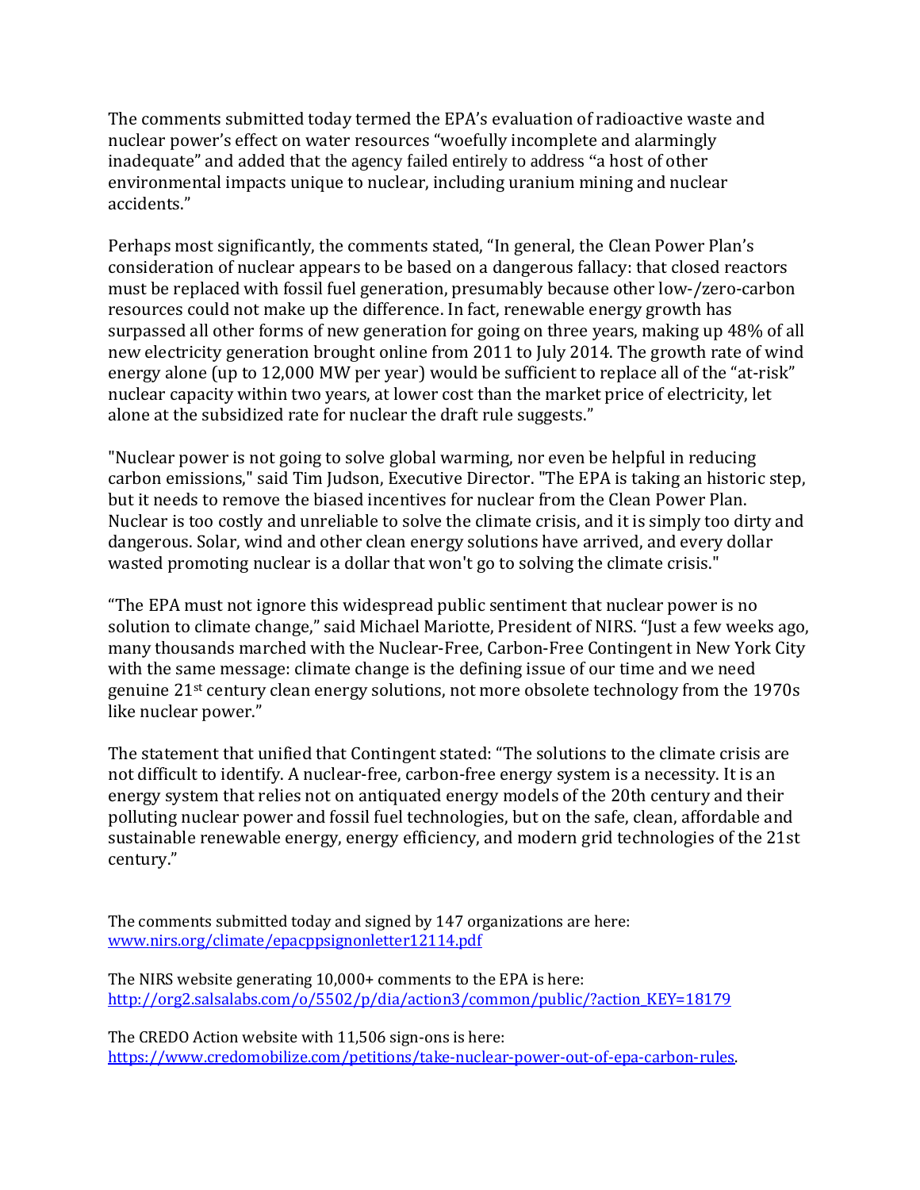The comments submitted today termed the EPA's evaluation of radioactive waste and nuclear power's effect on water resources "woefully incomplete and alarmingly inadequate" and added that the agency failed entirely to address "a host of other environmental impacts unique to nuclear, including uranium mining and nuclear accidents."

Perhaps most significantly, the comments stated, "In general, the Clean Power Plan's consideration of nuclear appears to be based on a dangerous fallacy: that closed reactors must be replaced with fossil fuel generation, presumably because other low-/zero-carbon resources could not make up the difference. In fact, renewable energy growth has surpassed all other forms of new generation for going on three years, making up 48% of all new electricity generation brought online from 2011 to July 2014. The growth rate of wind energy alone (up to 12,000 MW per year) would be sufficient to replace all of the "at-risk" nuclear capacity within two years, at lower cost than the market price of electricity, let alone at the subsidized rate for nuclear the draft rule suggests."

"Nuclear power is not going to solve global warming, nor even be helpful in reducing carbon emissions," said Tim Judson, Executive Director. "The EPA is taking an historic step, but it needs to remove the biased incentives for nuclear from the Clean Power Plan. Nuclear is too costly and unreliable to solve the climate crisis, and it is simply too dirty and dangerous. Solar, wind and other clean energy solutions have arrived, and every dollar wasted promoting nuclear is a dollar that won't go to solving the climate crisis."

"The EPA must not ignore this widespread public sentiment that nuclear power is no solution to climate change," said Michael Mariotte, President of NIRS. "Just a few weeks ago, many thousands marched with the Nuclear-Free, Carbon-Free Contingent in New York City with the same message: climate change is the defining issue of our time and we need genuine 21st century clean energy solutions, not more obsolete technology from the 1970s like nuclear power."

The statement that unified that Contingent stated: "The solutions to the climate crisis are not difficult to identify. A nuclear-free, carbon-free energy system is a necessity. It is an energy system that relies not on antiquated energy models of the 20th century and their polluting nuclear power and fossil fuel technologies, but on the safe, clean, affordable and sustainable renewable energy, energy efficiency, and modern grid technologies of the 21st century."

The comments submitted today and signed by 147 organizations are here:
[www.nirs.org/climate/epacppsignonletter12114.pdf](www.nirs.org/climate/epacppsignonletter12114.pdf)

The NIRS website generating 10,000+ comments to the EPA is here:
[http://org2.salsalabs.com/o/5502/p/dia/action3/common/public/?action_KEY=18179](http://org2.salsalabs.com/o/5502/p/dia/action3/common/public/?action_KEY=18179)

The CREDO Action website with 11,506 sign-ons is here:
[https://www.credomobilize.com/petitions/take-nuclear-power-out-of-epa-carbon-rules](https://www.credomobilize.com/petitions/take-nuclear-power-out-of-epa-carbon-rules).